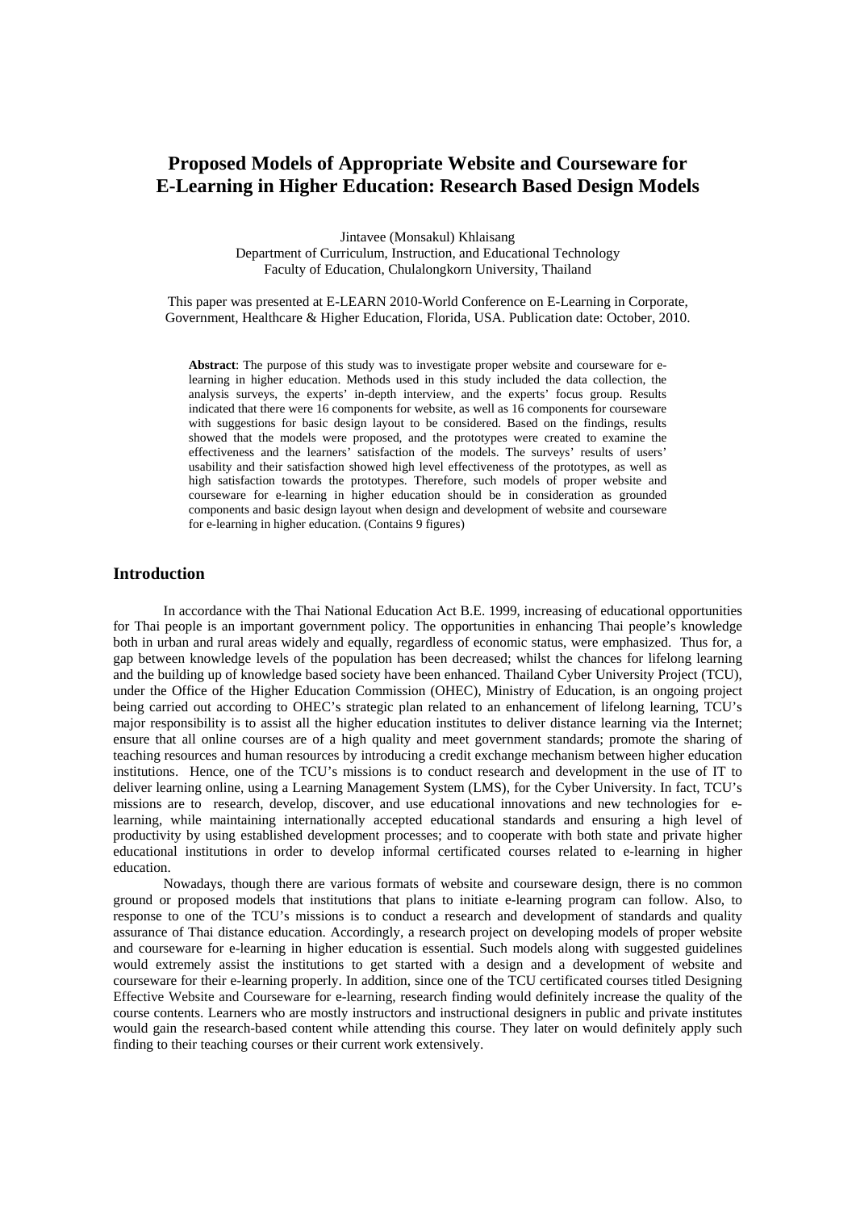# Proposed Models of Appropriate Website and Courseware for E-Learning in Higher Education: Research Based Design Models

Jintavee (Monsakul) Khlaisang
Department of Curriculum, Instruction, and Educational Technology
Faculty of Education, Chulalongkorn University, Thailand

This paper was presented at E-LEARN 2010-World Conference on E-Learning in Corporate, Government, Healthcare & Higher Education, Florida, USA. Publication date: October, 2010.

**Abstract**: The purpose of this study was to investigate proper website and courseware for e-learning in higher education. Methods used in this study included the data collection, the analysis surveys, the experts' in-depth interview, and the experts' focus group. Results indicated that there were 16 components for website, as well as 16 components for courseware with suggestions for basic design layout to be considered. Based on the findings, results showed that the models were proposed, and the prototypes were created to examine the effectiveness and the learners' satisfaction of the models. The surveys' results of users' usability and their satisfaction showed high level effectiveness of the prototypes, as well as high satisfaction towards the prototypes. Therefore, such models of proper website and courseware for e-learning in higher education should be in consideration as grounded components and basic design layout when design and development of website and courseware for e-learning in higher education. (Contains 9 figures)

## Introduction

In accordance with the Thai National Education Act B.E. 1999, increasing of educational opportunities for Thai people is an important government policy. The opportunities in enhancing Thai people's knowledge both in urban and rural areas widely and equally, regardless of economic status, were emphasized. Thus for, a gap between knowledge levels of the population has been decreased; whilst the chances for lifelong learning and the building up of knowledge based society have been enhanced. Thailand Cyber University Project (TCU), under the Office of the Higher Education Commission (OHEC), Ministry of Education, is an ongoing project being carried out according to OHEC's strategic plan related to an enhancement of lifelong learning, TCU's major responsibility is to assist all the higher education institutes to deliver distance learning via the Internet; ensure that all online courses are of a high quality and meet government standards; promote the sharing of teaching resources and human resources by introducing a credit exchange mechanism between higher education institutions. Hence, one of the TCU's missions is to conduct research and development in the use of IT to deliver learning online, using a Learning Management System (LMS), for the Cyber University. In fact, TCU's missions are to research, develop, discover, and use educational innovations and new technologies for e-learning, while maintaining internationally accepted educational standards and ensuring a high level of productivity by using established development processes; and to cooperate with both state and private higher educational institutions in order to develop informal certificated courses related to e-learning in higher education.

Nowadays, though there are various formats of website and courseware design, there is no common ground or proposed models that institutions that plans to initiate e-learning program can follow. Also, to response to one of the TCU's missions is to conduct a research and development of standards and quality assurance of Thai distance education. Accordingly, a research project on developing models of proper website and courseware for e-learning in higher education is essential. Such models along with suggested guidelines would extremely assist the institutions to get started with a design and a development of website and courseware for their e-learning properly. In addition, since one of the TCU certificated courses titled Designing Effective Website and Courseware for e-learning, research finding would definitely increase the quality of the course contents. Learners who are mostly instructors and instructional designers in public and private institutes would gain the research-based content while attending this course. They later on would definitely apply such finding to their teaching courses or their current work extensively.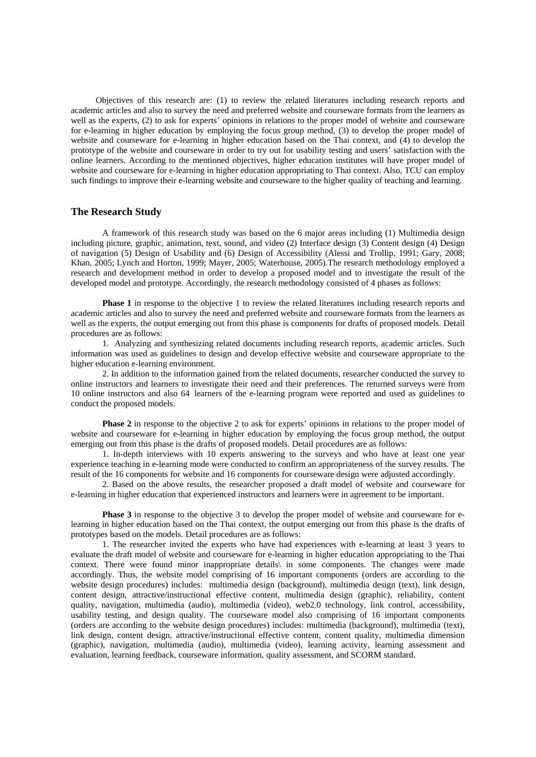Objectives of this research are: (1) to review the related literatures including research reports and academic articles and also to survey the need and preferred website and courseware formats from the learners as well as the experts, (2) to ask for experts' opinions in relations to the proper model of website and courseware for e-learning in higher education by employing the focus group method, (3) to develop the proper model of website and courseware for e-learning in higher education based on the Thai context, and (4) to develop the prototype of the website and courseware in order to try out for usability testing and users' satisfaction with the online learners. According to the mentioned objectives, higher education institutes will have proper model of website and courseware for e-learning in higher education appropriating to Thai context. Also, TCU can employ such findings to improve their e-learning website and courseware to the higher quality of teaching and learning.

## The Research Study

A framework of this research study was based on the 6 major areas including (1) Multimedia design including picture, graphic, animation, text, sound, and video (2) Interface design (3) Content design (4) Design of navigation (5) Design of Usability and (6) Design of Accessibility (Alessi and Trollip, 1991; Gary, 2008; Khan, 2005; Lynch and Horton, 1999; Mayer, 2005; Waterhouse, 2005).The research methodology employed a research and development method in order to develop a proposed model and to investigate the result of the developed model and prototype. Accordingly, the research methodology consisted of 4 phases as follows:

**Phase 1** in response to the objective 1 to review the related literatures including research reports and academic articles and also to survey the need and preferred website and courseware formats from the learners as well as the experts, the output emerging out from this phase is components for drafts of proposed models. Detail procedures are as follows:

1. Analyzing and synthesizing related documents including research reports, academic articles. Such information was used as guidelines to design and develop effective website and courseware appropriate to the higher education e-learning environment.

2. In addition to the information gained from the related documents, researcher conducted the survey to online instructors and learners to investigate their need and their preferences. The returned surveys were from 10 online instructors and also 64 learners of the e-learning program were reported and used as guidelines to conduct the proposed models.

**Phase 2** in response to the objective 2 to ask for experts' opinions in relations to the proper model of website and courseware for e-learning in higher education by employing the focus group method, the output emerging out from this phase is the drafts of proposed models. Detail procedures are as follows:

1. In-depth interviews with 10 experts answering to the surveys and who have at least one year experience teaching in e-learning mode were conducted to confirm an appropriateness of the survey results. The result of the 16 components for website and 16 components for courseware design were adjusted accordingly.

2. Based on the above results, the researcher proposed a draft model of website and courseware for e-learning in higher education that experienced instructors and learners were in agreement to be important.

**Phase 3** in response to the objective 3 to develop the proper model of website and courseware for e-learning in higher education based on the Thai context, the output emerging out from this phase is the drafts of prototypes based on the models. Detail procedures are as follows:

1. The researcher invited the experts who have had experiences with e-learning at least 3 years to evaluate the draft model of website and courseware for e-learning in higher education appropriating to the Thai context. There were found minor inappropriate details\ in some components. The changes were made accordingly. Thus, the website model comprising of 16 important components (orders are according to the website design procedures) includes: multimedia design (background), multimedia design (text), link design, content design, attractive/instructional effective content, multimedia design (graphic), reliability, content quality, navigation, multimedia (audio), multimedia (video), web2.0 technology, link control, accessibility, usability testing, and design quality. The courseware model also comprising of 16 important components (orders are according to the website design procedures) includes: multimedia (background), multimedia (text), link design, content design, attractive/instructional effective content, content quality, multimedia dimension (graphic), navigation, multimedia (audio), multimedia (video), learning activity, learning assessment and evaluation, learning feedback, courseware information, quality assessment, and SCORM standard.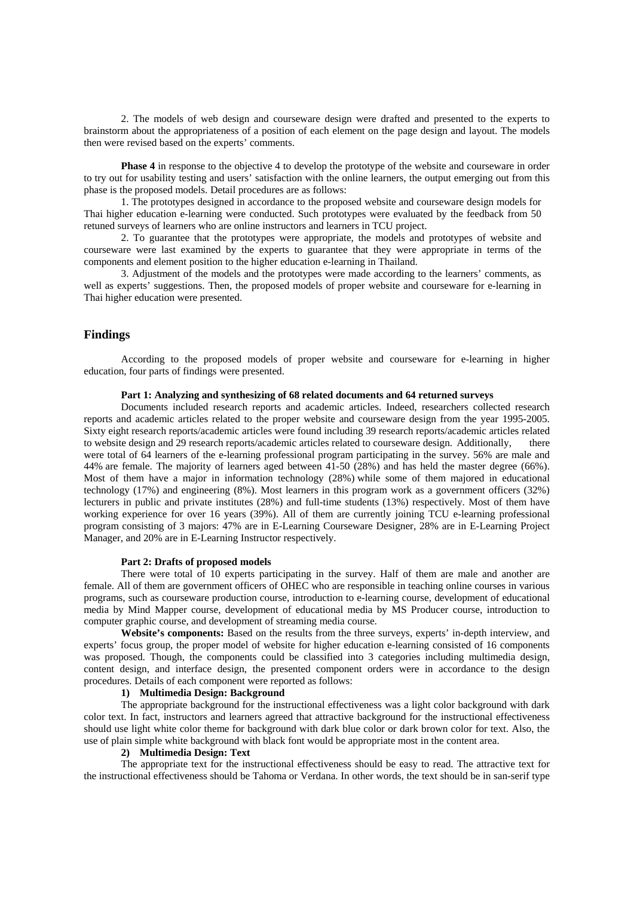2. The models of web design and courseware design were drafted and presented to the experts to brainstorm about the appropriateness of a position of each element on the page design and layout. The models then were revised based on the experts' comments.

**Phase 4** in response to the objective 4 to develop the prototype of the website and courseware in order to try out for usability testing and users' satisfaction with the online learners, the output emerging out from this phase is the proposed models. Detail procedures are as follows:

1. The prototypes designed in accordance to the proposed website and courseware design models for Thai higher education e-learning were conducted. Such prototypes were evaluated by the feedback from 50 retuned surveys of learners who are online instructors and learners in TCU project.

2. To guarantee that the prototypes were appropriate, the models and prototypes of website and courseware were last examined by the experts to guarantee that they were appropriate in terms of the components and element position to the higher education e-learning in Thailand.

3. Adjustment of the models and the prototypes were made according to the learners' comments, as well as experts' suggestions. Then, the proposed models of proper website and courseware for e-learning in Thai higher education were presented.

## Findings

According to the proposed models of proper website and courseware for e-learning in higher education, four parts of findings were presented.

**Part 1: Analyzing and synthesizing of 68 related documents and 64 returned surveys**

Documents included research reports and academic articles. Indeed, researchers collected research reports and academic articles related to the proper website and courseware design from the year 1995-2005. Sixty eight research reports/academic articles were found including 39 research reports/academic articles related to website design and 29 research reports/academic articles related to courseware design. Additionally, there were total of 64 learners of the e-learning professional program participating in the survey. 56% are male and 44% are female. The majority of learners aged between 41-50 (28%) and has held the master degree (66%). Most of them have a major in information technology (28%) while some of them majored in educational technology (17%) and engineering (8%). Most learners in this program work as a government officers (32%) lecturers in public and private institutes (28%) and full-time students (13%) respectively. Most of them have working experience for over 16 years (39%). All of them are currently joining TCU e-learning professional program consisting of 3 majors: 47% are in E-Learning Courseware Designer, 28% are in E-Learning Project Manager, and 20% are in E-Learning Instructor respectively.

**Part 2: Drafts of proposed models**

There were total of 10 experts participating in the survey. Half of them are male and another are female. All of them are government officers of OHEC who are responsible in teaching online courses in various programs, such as courseware production course, introduction to e-learning course, development of educational media by Mind Mapper course, development of educational media by MS Producer course, introduction to computer graphic course, and development of streaming media course.

**Website's components:** Based on the results from the three surveys, experts' in-depth interview, and experts' focus group, the proper model of website for higher education e-learning consisted of 16 components was proposed. Though, the components could be classified into 3 categories including multimedia design, content design, and interface design, the presented component orders were in accordance to the design procedures. Details of each component were reported as follows:

**1) Multimedia Design: Background**

The appropriate background for the instructional effectiveness was a light color background with dark color text. In fact, instructors and learners agreed that attractive background for the instructional effectiveness should use light white color theme for background with dark blue color or dark brown color for text. Also, the use of plain simple white background with black font would be appropriate most in the content area.

**2) Multimedia Design: Text**

The appropriate text for the instructional effectiveness should be easy to read. The attractive text for the instructional effectiveness should be Tahoma or Verdana. In other words, the text should be in san-serif type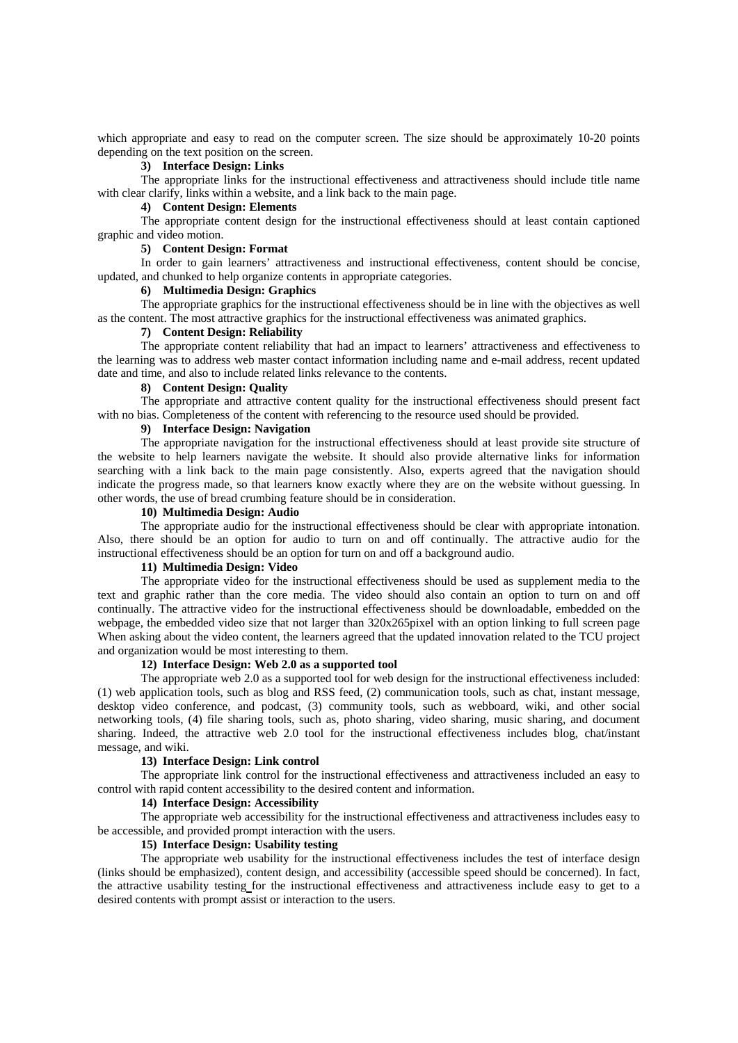which appropriate and easy to read on the computer screen. The size should be approximately 10-20 points depending on the text position on the screen.

**3) Interface Design: Links**

The appropriate links for the instructional effectiveness and attractiveness should include title name with clear clarify, links within a website, and a link back to the main page.

**4) Content Design: Elements**

The appropriate content design for the instructional effectiveness should at least contain captioned graphic and video motion.

**5) Content Design: Format**

In order to gain learners' attractiveness and instructional effectiveness, content should be concise, updated, and chunked to help organize contents in appropriate categories.

**6) Multimedia Design: Graphics**

The appropriate graphics for the instructional effectiveness should be in line with the objectives as well as the content. The most attractive graphics for the instructional effectiveness was animated graphics.

**7) Content Design: Reliability**

The appropriate content reliability that had an impact to learners' attractiveness and effectiveness to the learning was to address web master contact information including name and e-mail address, recent updated date and time, and also to include related links relevance to the contents.

**8) Content Design: Quality**

The appropriate and attractive content quality for the instructional effectiveness should present fact with no bias. Completeness of the content with referencing to the resource used should be provided.

**9) Interface Design: Navigation**

The appropriate navigation for the instructional effectiveness should at least provide site structure of the website to help learners navigate the website. It should also provide alternative links for information searching with a link back to the main page consistently. Also, experts agreed that the navigation should indicate the progress made, so that learners know exactly where they are on the website without guessing. In other words, the use of bread crumbing feature should be in consideration.

**10) Multimedia Design: Audio**

The appropriate audio for the instructional effectiveness should be clear with appropriate intonation. Also, there should be an option for audio to turn on and off continually. The attractive audio for the instructional effectiveness should be an option for turn on and off a background audio.

**11) Multimedia Design: Video**

The appropriate video for the instructional effectiveness should be used as supplement media to the text and graphic rather than the core media. The video should also contain an option to turn on and off continually. The attractive video for the instructional effectiveness should be downloadable, embedded on the webpage, the embedded video size that not larger than 320x265pixel with an option linking to full screen page When asking about the video content, the learners agreed that the updated innovation related to the TCU project and organization would be most interesting to them.

**12) Interface Design: Web 2.0 as a supported tool**

The appropriate web 2.0 as a supported tool for web design for the instructional effectiveness included: (1) web application tools, such as blog and RSS feed, (2) communication tools, such as chat, instant message, desktop video conference, and podcast, (3) community tools, such as webboard, wiki, and other social networking tools, (4) file sharing tools, such as, photo sharing, video sharing, music sharing, and document sharing. Indeed, the attractive web 2.0 tool for the instructional effectiveness includes blog, chat/instant message, and wiki.

**13) Interface Design: Link control**

The appropriate link control for the instructional effectiveness and attractiveness included an easy to control with rapid content accessibility to the desired content and information.

**14) Interface Design: Accessibility**

The appropriate web accessibility for the instructional effectiveness and attractiveness includes easy to be accessible, and provided prompt interaction with the users.

**15) Interface Design: Usability testing**

The appropriate web usability for the instructional effectiveness includes the test of interface design (links should be emphasized), content design, and accessibility (accessible speed should be concerned). In fact, the attractive usability testing for the instructional effectiveness and attractiveness include easy to get to a desired contents with prompt assist or interaction to the users.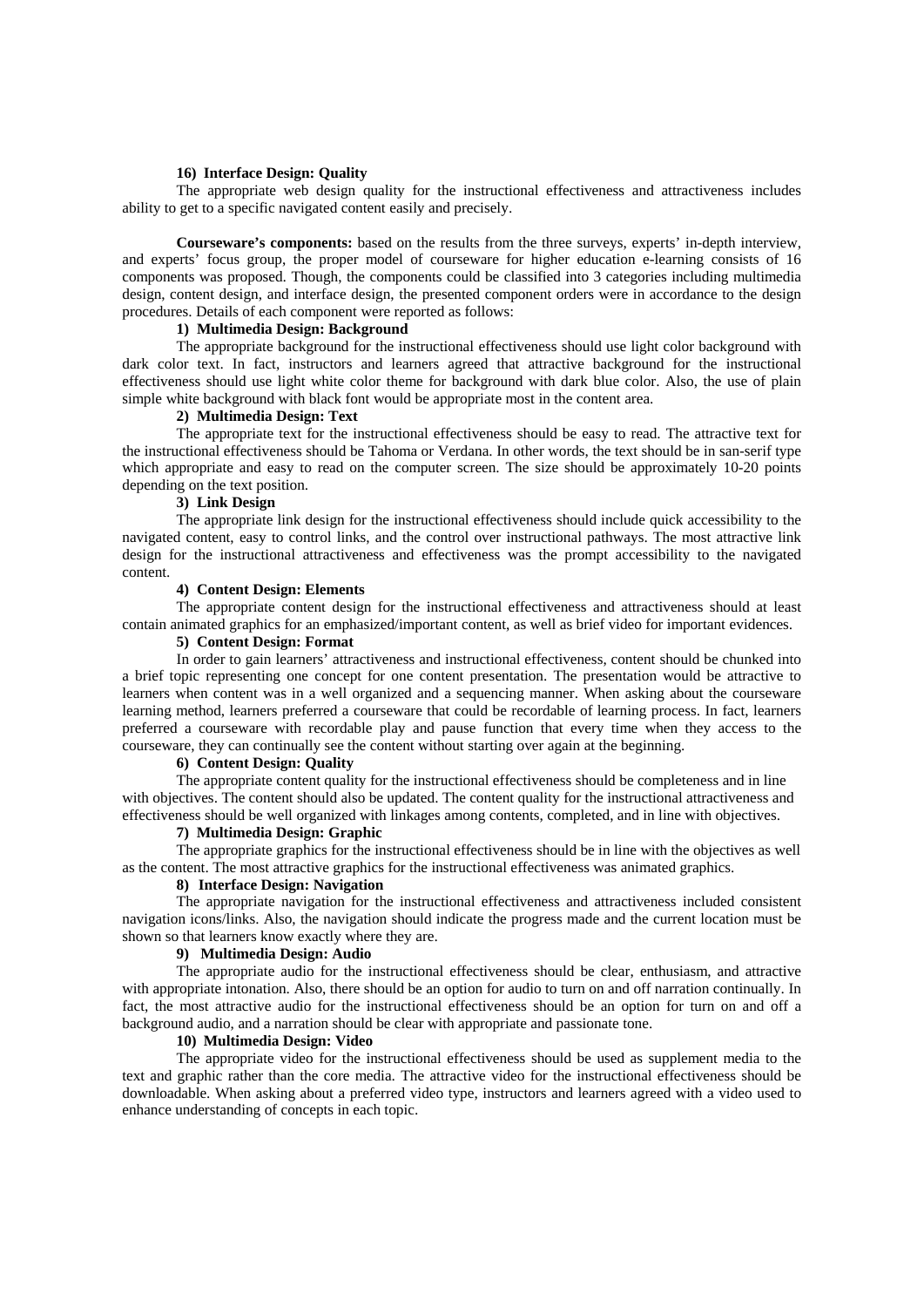#### 16) Interface Design: Quality

The appropriate web design quality for the instructional effectiveness and attractiveness includes ability to get to a specific navigated content easily and precisely.

**Courseware's components:** based on the results from the three surveys, experts' in-depth interview, and experts' focus group, the proper model of courseware for higher education e-learning consists of 16 components was proposed. Though, the components could be classified into 3 categories including multimedia design, content design, and interface design, the presented component orders were in accordance to the design procedures. Details of each component were reported as follows:

#### 1) Multimedia Design: Background

The appropriate background for the instructional effectiveness should use light color background with dark color text. In fact, instructors and learners agreed that attractive background for the instructional effectiveness should use light white color theme for background with dark blue color. Also, the use of plain simple white background with black font would be appropriate most in the content area.

#### 2) Multimedia Design: Text

The appropriate text for the instructional effectiveness should be easy to read. The attractive text for the instructional effectiveness should be Tahoma or Verdana. In other words, the text should be in san-serif type which appropriate and easy to read on the computer screen. The size should be approximately 10-20 points depending on the text position.

#### 3) Link Design

The appropriate link design for the instructional effectiveness should include quick accessibility to the navigated content, easy to control links, and the control over instructional pathways. The most attractive link design for the instructional attractiveness and effectiveness was the prompt accessibility to the navigated content.

#### 4) Content Design: Elements

The appropriate content design for the instructional effectiveness and attractiveness should at least contain animated graphics for an emphasized/important content, as well as brief video for important evidences.

#### 5) Content Design: Format

In order to gain learners' attractiveness and instructional effectiveness, content should be chunked into a brief topic representing one concept for one content presentation. The presentation would be attractive to learners when content was in a well organized and a sequencing manner. When asking about the courseware learning method, learners preferred a courseware that could be recordable of learning process. In fact, learners preferred a courseware with recordable play and pause function that every time when they access to the courseware, they can continually see the content without starting over again at the beginning.

#### 6) Content Design: Quality

The appropriate content quality for the instructional effectiveness should be completeness and in line with objectives. The content should also be updated. The content quality for the instructional attractiveness and effectiveness should be well organized with linkages among contents, completed, and in line with objectives.

#### 7) Multimedia Design: Graphic

The appropriate graphics for the instructional effectiveness should be in line with the objectives as well as the content. The most attractive graphics for the instructional effectiveness was animated graphics.

#### 8) Interface Design: Navigation

The appropriate navigation for the instructional effectiveness and attractiveness included consistent navigation icons/links. Also, the navigation should indicate the progress made and the current location must be shown so that learners know exactly where they are.

#### 9) Multimedia Design: Audio

The appropriate audio for the instructional effectiveness should be clear, enthusiasm, and attractive with appropriate intonation. Also, there should be an option for audio to turn on and off narration continually. In fact, the most attractive audio for the instructional effectiveness should be an option for turn on and off a background audio, and a narration should be clear with appropriate and passionate tone.

#### 10) Multimedia Design: Video

The appropriate video for the instructional effectiveness should be used as supplement media to the text and graphic rather than the core media. The attractive video for the instructional effectiveness should be downloadable. When asking about a preferred video type, instructors and learners agreed with a video used to enhance understanding of concepts in each topic.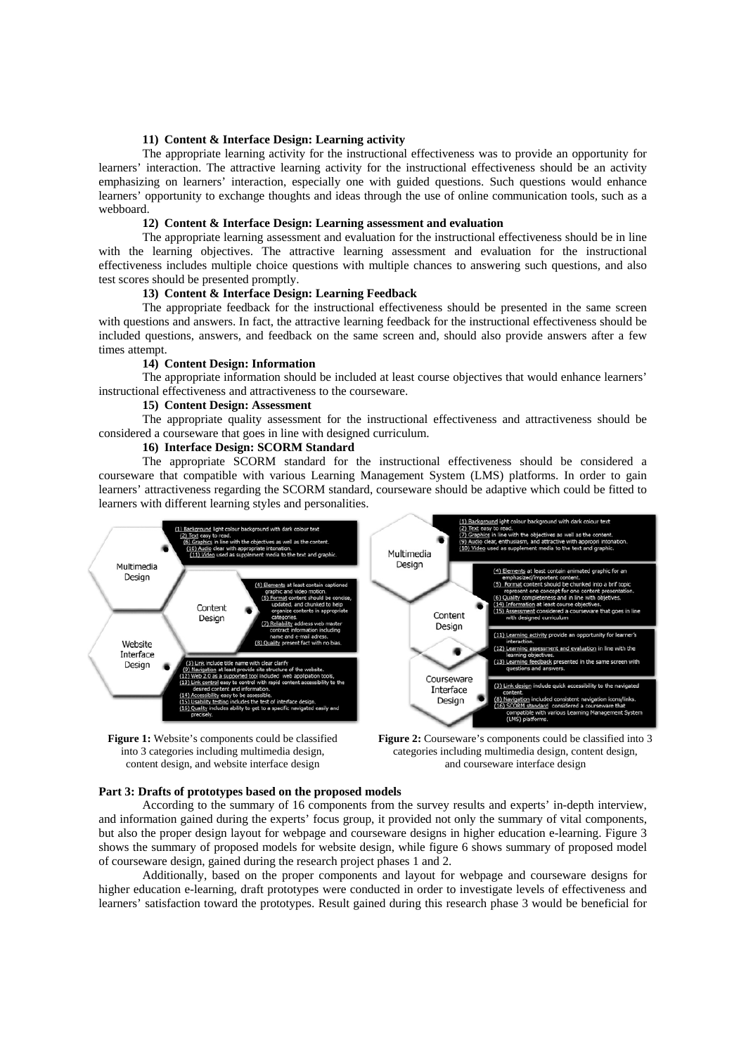#### 11) Content & Interface Design: Learning activity

The appropriate learning activity for the instructional effectiveness was to provide an opportunity for learners' interaction. The attractive learning activity for the instructional effectiveness should be an activity emphasizing on learners' interaction, especially one with guided questions. Such questions would enhance learners' opportunity to exchange thoughts and ideas through the use of online communication tools, such as a webboard.

#### 12) Content & Interface Design: Learning assessment and evaluation

The appropriate learning assessment and evaluation for the instructional effectiveness should be in line with the learning objectives. The attractive learning assessment and evaluation for the instructional effectiveness includes multiple choice questions with multiple chances to answering such questions, and also test scores should be presented promptly.

#### 13) Content & Interface Design: Learning Feedback

The appropriate feedback for the instructional effectiveness should be presented in the same screen with questions and answers. In fact, the attractive learning feedback for the instructional effectiveness should be included questions, answers, and feedback on the same screen and, should also provide answers after a few times attempt.

#### 14) Content Design: Information

The appropriate information should be included at least course objectives that would enhance learners' instructional effectiveness and attractiveness to the courseware.

#### 15) Content Design: Assessment

The appropriate quality assessment for the instructional effectiveness and attractiveness should be considered a courseware that goes in line with designed curriculum.

#### 16) Interface Design: SCORM Standard

The appropriate SCORM standard for the instructional effectiveness should be considered a courseware that compatible with various Learning Management System (LMS) platforms. In order to gain learners' attractiveness regarding the SCORM standard, courseware should be adaptive which could be fitted to learners with different learning styles and personalities.

**Figure 1:** Website's components could be classified into 3 categories including multimedia design, content design, and website interface design

**Figure 2:** Courseware's components could be classified into 3 categories including multimedia design, content design, and courseware interface design

### Part 3: Drafts of prototypes based on the proposed models

According to the summary of 16 components from the survey results and experts' in-depth interview, and information gained during the experts' focus group, it provided not only the summary of vital components, but also the proper design layout for webpage and courseware designs in higher education e-learning. Figure 3 shows the summary of proposed models for website design, while figure 6 shows summary of proposed model of courseware design, gained during the research project phases 1 and 2.

Additionally, based on the proper components and layout for webpage and courseware designs for higher education e-learning, draft prototypes were conducted in order to investigate levels of effectiveness and learners' satisfaction toward the prototypes. Result gained during this research phase 3 would be beneficial for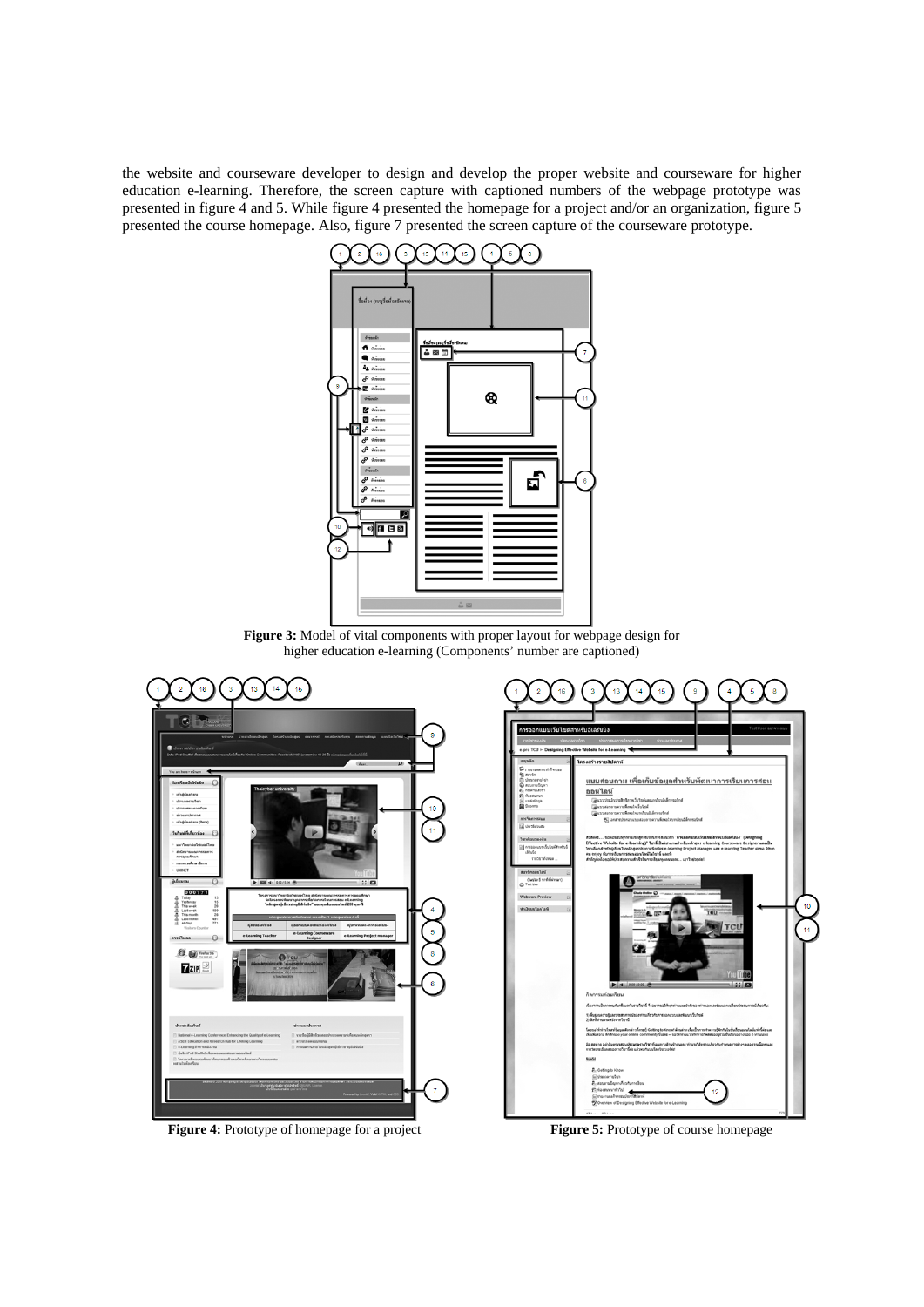the website and courseware developer to design and develop the proper website and courseware for higher education e-learning. Therefore, the screen capture with captioned numbers of the webpage prototype was presented in figure 4 and 5. While figure 4 presented the homepage for a project and/or an organization, figure 5 presented the course homepage. Also, figure 7 presented the screen capture of the courseware prototype.

**Figure 3:** Model of vital components with proper layout for webpage design for higher education e-learning (Components' number are captioned)

**Figure 4:** Prototype of homepage for a project

**Figure 5:** Prototype of course homepage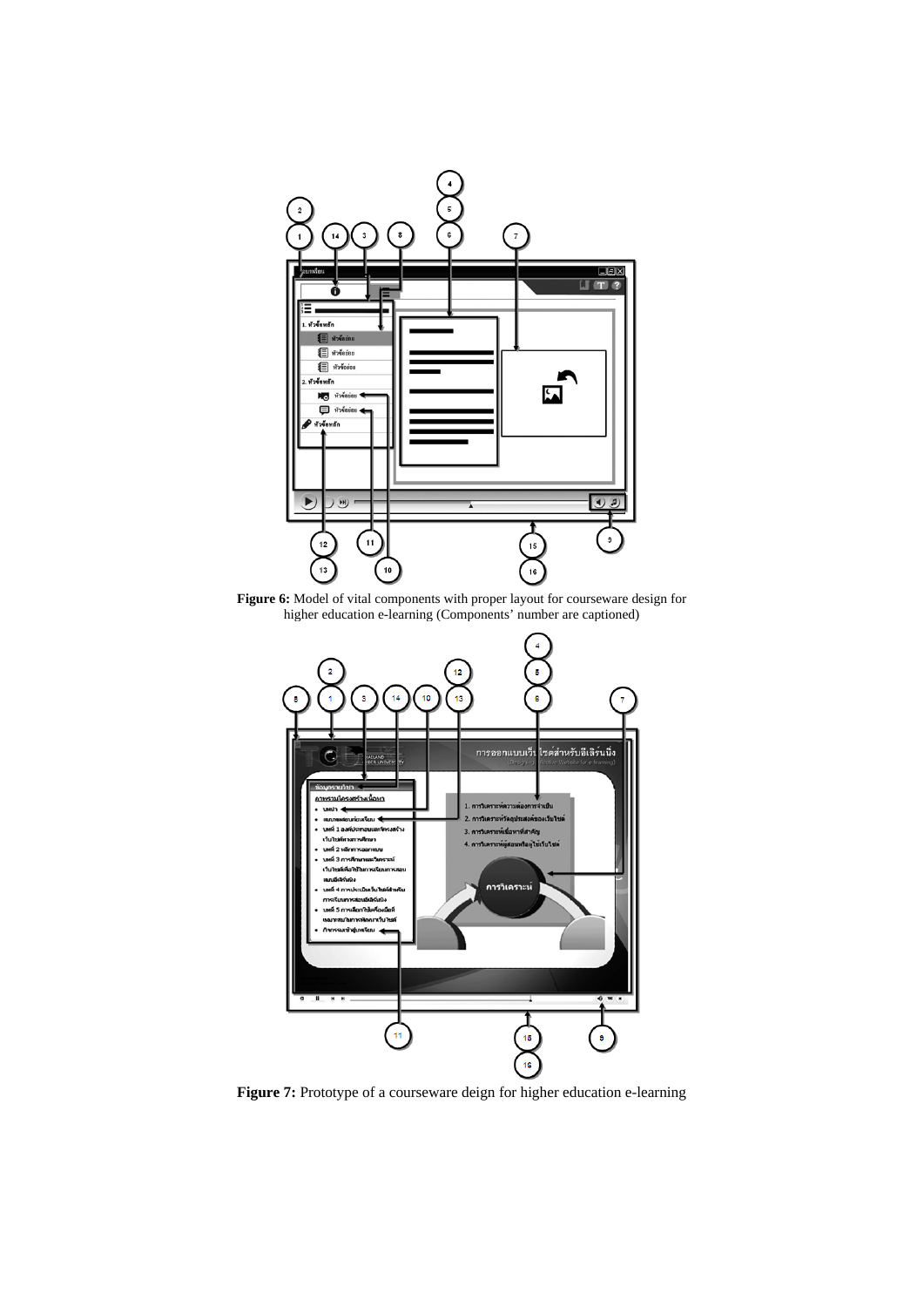**Figure 6:** Model of vital components with proper layout for courseware design for higher education e-learning (Components' number are captioned)

**Figure 7:** Prototype of a courseware deign for higher education e-learning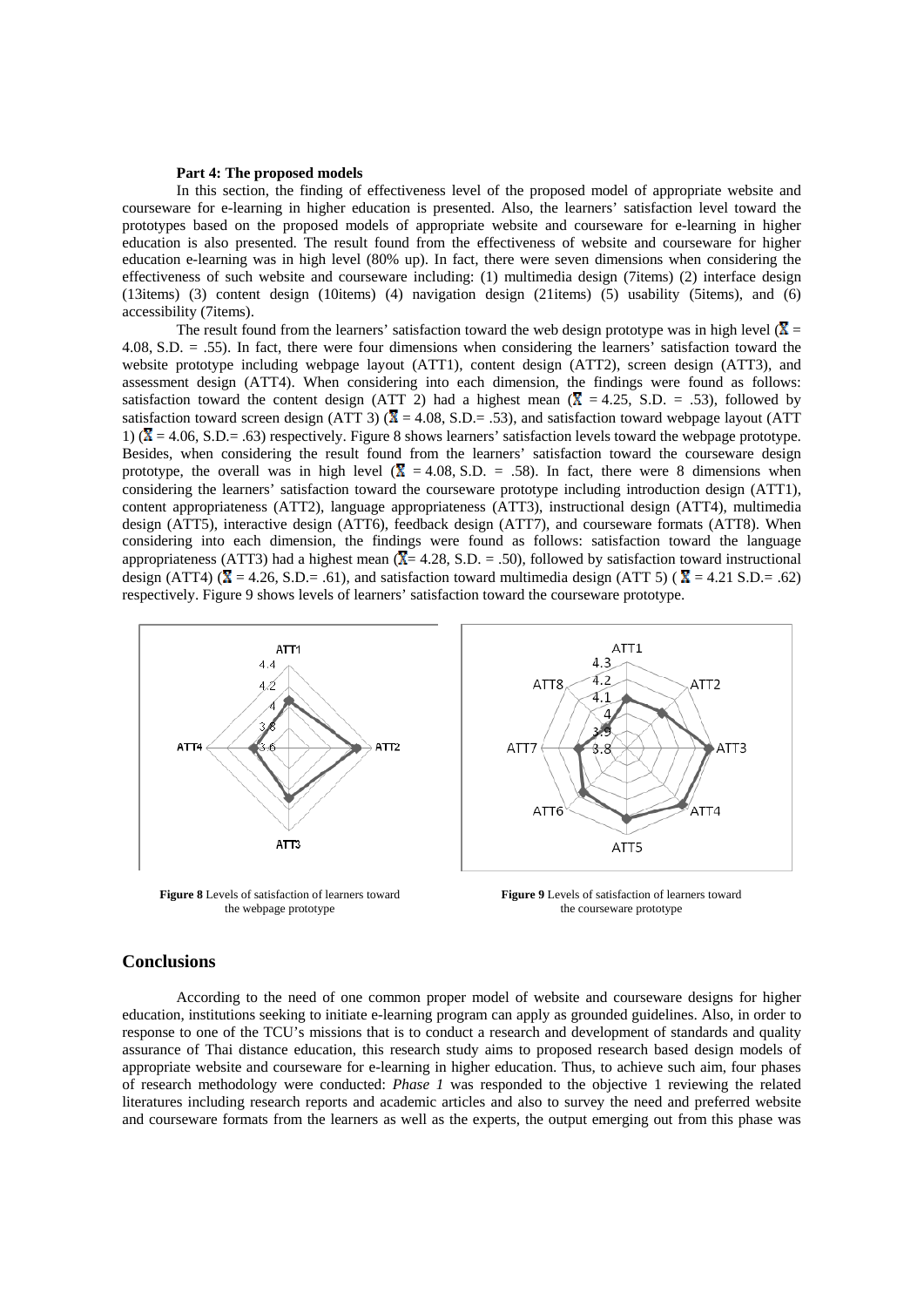**Part 4: The proposed models**

In this section, the finding of effectiveness level of the proposed model of appropriate website and courseware for e-learning in higher education is presented. Also, the learners' satisfaction level toward the prototypes based on the proposed models of appropriate website and courseware for e-learning in higher education is also presented. The result found from the effectiveness of website and courseware for higher education e-learning was in high level (80% up). In fact, there were seven dimensions when considering the effectiveness of such website and courseware including: (1) multimedia design (7items) (2) interface design (13items) (3) content design (10items) (4) navigation design (21items) (5) usability (5items), and (6) accessibility (7items).

The result found from the learners' satisfaction toward the web design prototype was in high level ($\bar{X}$ = 4.08, S.D. = .55). In fact, there were four dimensions when considering the learners' satisfaction toward the website prototype including webpage layout (ATT1), content design (ATT2), screen design (ATT3), and assessment design (ATT4). When considering into each dimension, the findings were found as follows: satisfaction toward the content design (ATT 2) had a highest mean ($\bar{X}$ = 4.25, S.D. = .53), followed by satisfaction toward screen design (ATT 3) ($\bar{X}$ = 4.08, S.D.= .53), and satisfaction toward webpage layout (ATT 1) ($\bar{X}$ = 4.06, S.D.= .63) respectively. Figure 8 shows learners' satisfaction levels toward the webpage prototype. Besides, when considering the result found from the learners' satisfaction toward the courseware design prototype, the overall was in high level ($\bar{X}$ = 4.08, S.D. = .58). In fact, there were 8 dimensions when considering the learners' satisfaction toward the courseware prototype including introduction design (ATT1), content appropriateness (ATT2), language appropriateness (ATT3), instructional design (ATT4), multimedia design (ATT5), interactive design (ATT6), feedback design (ATT7), and courseware formats (ATT8). When considering into each dimension, the findings were found as follows: satisfaction toward the language appropriateness (ATT3) had a highest mean ($\bar{X}$= 4.28, S.D. = .50), followed by satisfaction toward instructional design (ATT4) ($\bar{X}$ = 4.26, S.D.= .61), and satisfaction toward multimedia design (ATT 5) ( $\bar{X}$ = 4.21 S.D.= .62) respectively. Figure 9 shows levels of learners' satisfaction toward the courseware prototype.

**Figure 8** Levels of satisfaction of learners toward the webpage prototype

**Figure 9** Levels of satisfaction of learners toward the courseware prototype

## Conclusions

According to the need of one common proper model of website and courseware designs for higher education, institutions seeking to initiate e-learning program can apply as grounded guidelines. Also, in order to response to one of the TCU's missions that is to conduct a research and development of standards and quality assurance of Thai distance education, this research study aims to proposed research based design models of appropriate website and courseware for e-learning in higher education. Thus, to achieve such aim, four phases of research methodology were conducted: *Phase 1* was responded to the objective 1 reviewing the related literatures including research reports and academic articles and also to survey the need and preferred website and courseware formats from the learners as well as the experts, the output emerging out from this phase was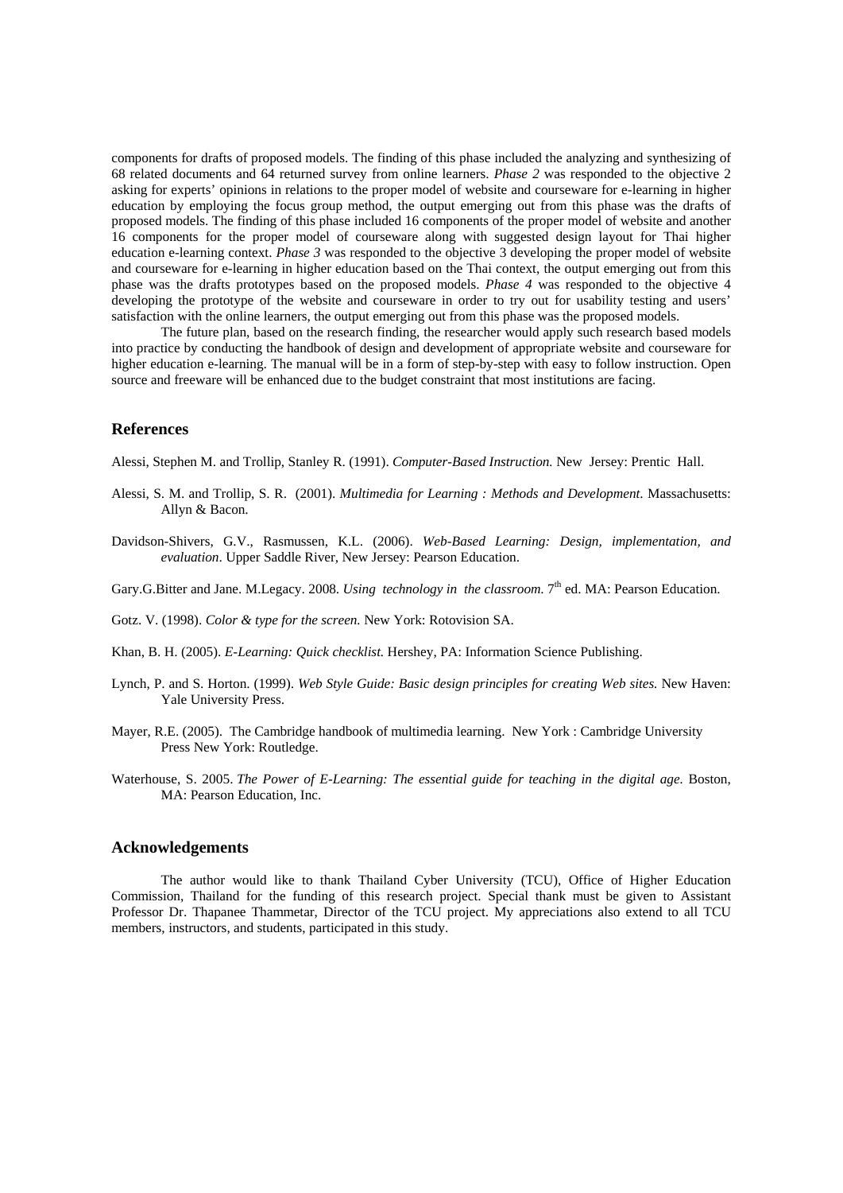components for drafts of proposed models. The finding of this phase included the analyzing and synthesizing of 68 related documents and 64 returned survey from online learners. *Phase 2* was responded to the objective 2 asking for experts' opinions in relations to the proper model of website and courseware for e-learning in higher education by employing the focus group method, the output emerging out from this phase was the drafts of proposed models. The finding of this phase included 16 components of the proper model of website and another 16 components for the proper model of courseware along with suggested design layout for Thai higher education e-learning context. *Phase 3* was responded to the objective 3 developing the proper model of website and courseware for e-learning in higher education based on the Thai context, the output emerging out from this phase was the drafts prototypes based on the proposed models. *Phase 4* was responded to the objective 4 developing the prototype of the website and courseware in order to try out for usability testing and users' satisfaction with the online learners, the output emerging out from this phase was the proposed models.

The future plan, based on the research finding, the researcher would apply such research based models into practice by conducting the handbook of design and development of appropriate website and courseware for higher education e-learning. The manual will be in a form of step-by-step with easy to follow instruction. Open source and freeware will be enhanced due to the budget constraint that most institutions are facing.

## References

Alessi, Stephen M. and Trollip, Stanley R. (1991). *Computer-Based Instruction.* New Jersey: Prentic Hall.

Alessi, S. M. and Trollip, S. R. (2001). *Multimedia for Learning : Methods and Development*. Massachusetts: Allyn & Bacon.

Davidson-Shivers, G.V., Rasmussen, K.L. (2006). *Web-Based Learning: Design, implementation, and evaluation*. Upper Saddle River, New Jersey: Pearson Education.

Gary.G.Bitter and Jane. M.Legacy. 2008. *Using technology in the classroom*. 7th ed. MA: Pearson Education.

Gotz. V. (1998). *Color & type for the screen.* New York: Rotovision SA.

Khan, B. H. (2005). *E-Learning: Quick checklist.* Hershey, PA: Information Science Publishing.

Lynch, P. and S. Horton. (1999). *Web Style Guide: Basic design principles for creating Web sites.* New Haven: Yale University Press.

Mayer, R.E. (2005). The Cambridge handbook of multimedia learning. New York : Cambridge University Press New York: Routledge.

Waterhouse, S. 2005. *The Power of E-Learning: The essential guide for teaching in the digital age.* Boston, MA: Pearson Education, Inc.

## Acknowledgements

The author would like to thank Thailand Cyber University (TCU), Office of Higher Education Commission, Thailand for the funding of this research project. Special thank must be given to Assistant Professor Dr. Thapanee Thammetar, Director of the TCU project. My appreciations also extend to all TCU members, instructors, and students, participated in this study.